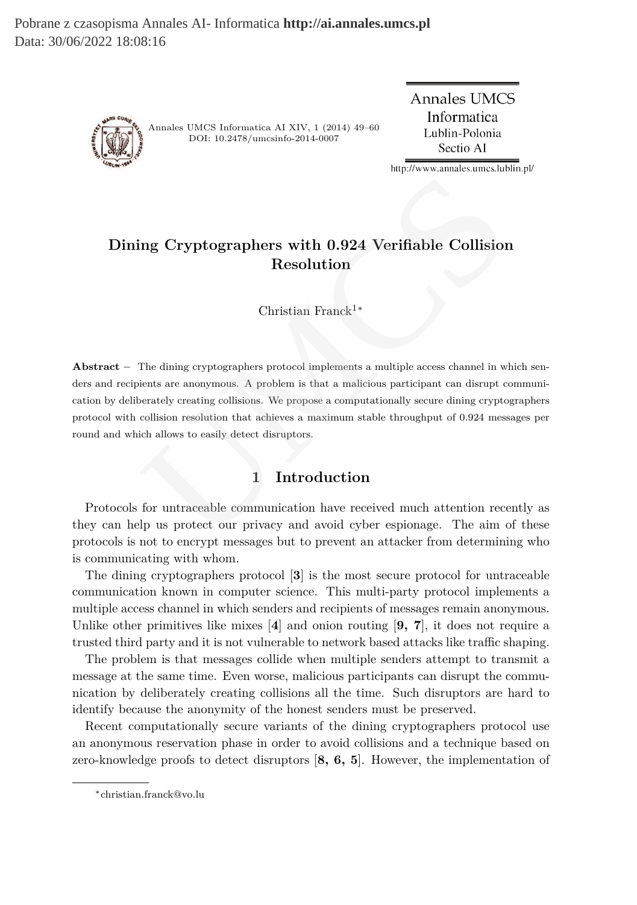# Dining Cryptographers with 0.924 Verifiable Collision Resolution

Christian Franck[1]*

**Abstract** – The dining cryptographers protocol implements a multiple access channel in which senders and recipients are anonymous. A problem is that a malicious participant can disrupt communication by deliberately creating collisions. We propose a computationally secure dining cryptographers protocol with collision resolution that achieves a maximum stable throughput of 0.924 messages per round and which allows to easily detect disruptors.

## 1 Introduction

Protocols for untraceable communication have received much attention recently as they can help us protect our privacy and avoid cyber espionage. The aim of these protocols is not to encrypt messages but to prevent an attacker from determining who is communicating with whom.

The dining cryptographers protocol [**3**] is the most secure protocol for untraceable communication known in computer science. This multi-party protocol implements a multiple access channel in which senders and recipients of messages remain anonymous. Unlike other primitives like mixes [**4**] and onion routing [**9, 7**], it does not require a trusted third party and it is not vulnerable to network based attacks like traffic shaping.

The problem is that messages collide when multiple senders attempt to transmit a message at the same time. Even worse, malicious participants can disrupt the communication by deliberately creating collisions all the time. Such disruptors are hard to identify because the anonymity of the honest senders must be preserved.

Recent computationally secure variants of the dining cryptographers protocol use an anonymous reservation phase in order to avoid collisions and a technique based on zero-knowledge proofs to detect disruptors [**8, 6, 5**]. However, the implementation of

*christian.franck@vo.lu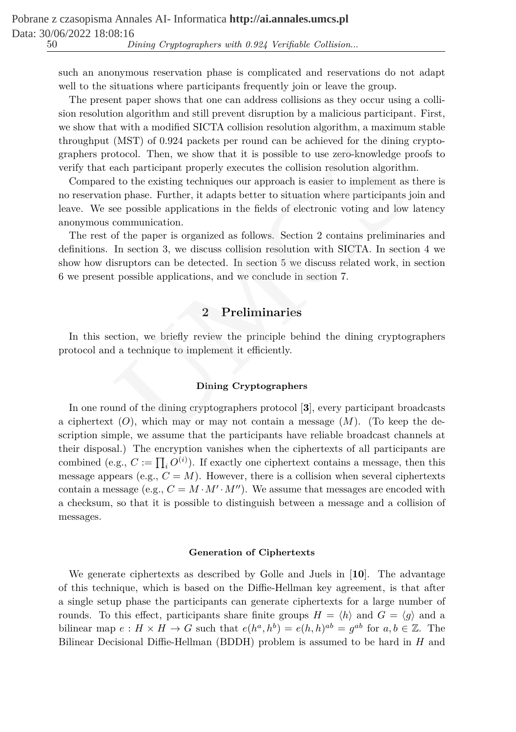such an anonymous reservation phase is complicated and reservations do not adapt well to the situations where participants frequently join or leave the group.

The present paper shows that one can address collisions as they occur using a collision resolution algorithm and still prevent disruption by a malicious participant. First, we show that with a modified SICTA collision resolution algorithm, a maximum stable throughput (MST) of 0.924 packets per round can be achieved for the dining cryptographers protocol. Then, we show that it is possible to use zero-knowledge proofs to verify that each participant properly executes the collision resolution algorithm.

Compared to the existing techniques our approach is easier to implement as there is no reservation phase. Further, it adapts better to situation where participants join and leave. We see possible applications in the fields of electronic voting and low latency anonymous communication.

The rest of the paper is organized as follows. Section 2 contains preliminaries and definitions. In section 3, we discuss collision resolution with SICTA. In section 4 we show how disruptors can be detected. In section 5 we discuss related work, in section 6 we present possible applications, and we conclude in section 7.

## 2 Preliminaries

In this section, we briefly review the principle behind the dining cryptographers protocol and a technique to implement it efficiently.

#### Dining Cryptographers

In one round of the dining cryptographers protocol [**3**], every participant broadcasts a ciphertext ($O$), which may or may not contain a message ($M$). (To keep the description simple, we assume that the participants have reliable broadcast channels at their disposal.) The encryption vanishes when the ciphertexts of all participants are combined (e.g., $C := \prod_i O^{(i)}$). If exactly one ciphertext contains a message, then this message appears (e.g., $C = M$). However, there is a collision when several ciphertexts contain a message (e.g., $C = M \cdot M' \cdot M''$). We assume that messages are encoded with a checksum, so that it is possible to distinguish between a message and a collision of messages.

#### Generation of Ciphertexts

We generate ciphertexts as described by Golle and Juels in [**10**]. The advantage of this technique, which is based on the Diffie-Hellman key agreement, is that after a single setup phase the participants can generate ciphertexts for a large number of rounds. To this effect, participants share finite groups $H = \langle h \rangle$ and $G = \langle g \rangle$ and a bilinear map $e : H \times H \to G$ such that $e(h^a, h^b) = e(h, h)^{ab} = g^{ab}$ for $a, b \in \mathbb{Z}$. The Bilinear Decisional Diffie-Hellman (BDDH) problem is assumed to be hard in $H$ and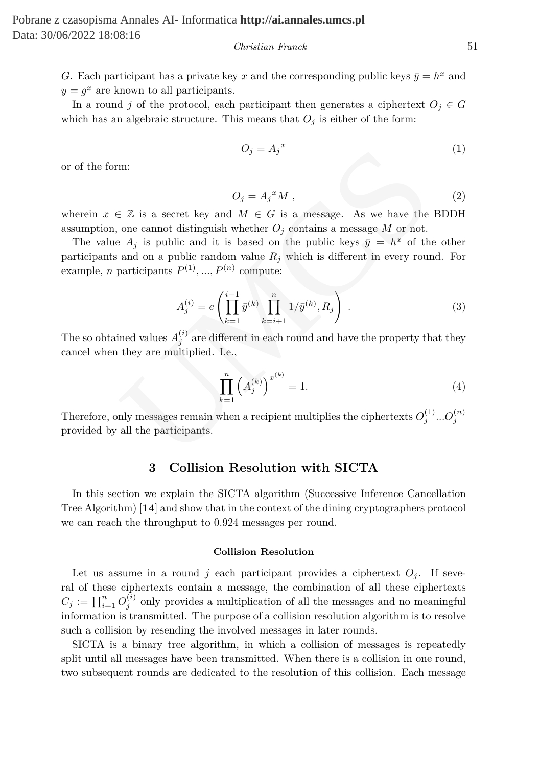$G$. Each participant has a private key $x$ and the corresponding public keys $\bar{y} = h^x$ and $y = g^x$ are known to all participants.

In a round $j$ of the protocol, each participant then generates a ciphertext $O_j \in G$ which has an algebraic structure. This means that $O_j$ is either of the form:

$$O_j = {A_j}^x \tag{1}$$

or of the form:

$$O_j = {A_j}^x M \ , \tag{2}$$

wherein $x \in \mathbb{Z}$ is a secret key and $M \in G$ is a message. As we have the BDDH assumption, one cannot distinguish whether $O_j$ contains a message $M$ or not.

The value $A_j$ is public and it is based on the public keys $\bar{y} = h^x$ of the other participants and on a public random value $R_j$ which is different in every round. For example, $n$ participants $P^{(1)}, ..., P^{(n)}$ compute:

$$A_j^{(i)} = e\left(\prod_{k=1}^{i-1} \bar{y}^{(k)} \prod_{k=i+1}^{n} 1/\bar{y}^{(k)}, R_j\right) \ . \tag{3}$$

The so obtained values $A_j^{(i)}$ are different in each round and have the property that they cancel when they are multiplied. I.e.,

$$\prod_{k=1}^{n} \left(A_j^{(k)}\right)^{x^{(k)}} = 1. \tag{4}$$

Therefore, only messages remain when a recipient multiplies the ciphertexts $O_j^{(1)}...O_j^{(n)}$ provided by all the participants.

## 3 Collision Resolution with SICTA

In this section we explain the SICTA algorithm (Successive Inference Cancellation Tree Algorithm) [**14**] and show that in the context of the dining cryptographers protocol we can reach the throughput to 0.924 messages per round.

#### Collision Resolution

Let us assume in a round $j$ each participant provides a ciphertext $O_j$. If several of these ciphertexts contain a message, the combination of all these ciphertexts $C_j := \prod_{i=1}^{n} O_j^{(i)}$ only provides a multiplication of all the messages and no meaningful information is transmitted. The purpose of a collision resolution algorithm is to resolve such a collision by resending the involved messages in later rounds.

SICTA is a binary tree algorithm, in which a collision of messages is repeatedly split until all messages have been transmitted. When there is a collision in one round, two subsequent rounds are dedicated to the resolution of this collision. Each message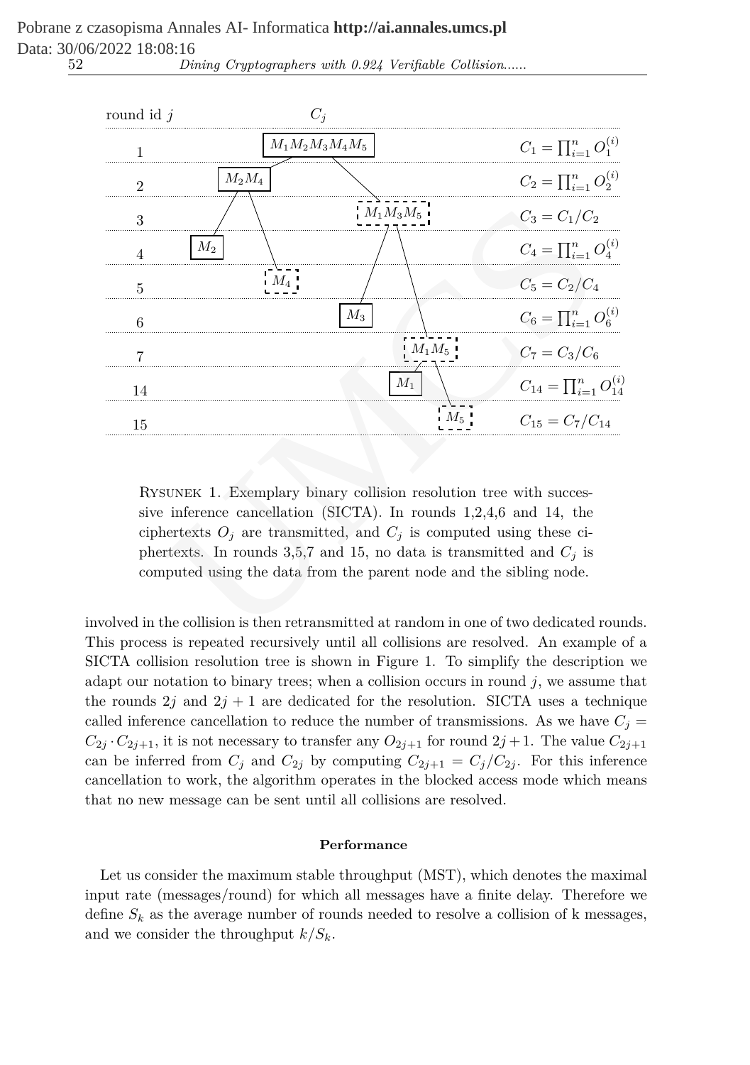| round id $j$ | $C_j$ | |
|---|---|---|
| 1 | $M_1M_2M_3M_4M_5$ | $C_1 = \prod_{i=1}^{n} O_1^{(i)}$ |
| 2 | $M_2M_4$ | $C_2 = \prod_{i=1}^{n} O_2^{(i)}$ |
| 3 | $M_1M_3M_5$ | $C_3 = C_1/C_2$ |
| 4 | $M_2$ | $C_4 = \prod_{i=1}^{n} O_4^{(i)}$ |
| 5 | $M_4$ | $C_5 = C_2/C_4$ |
| 6 | $M_3$ | $C_6 = \prod_{i=1}^{n} O_6^{(i)}$ |
| 7 | $M_1M_5$ | $C_7 = C_3/C_6$ |
| 14 | $M_1$ | $C_{14} = \prod_{i=1}^{n} O_{14}^{(i)}$ |
| 15 | $M_5$ | $C_{15} = C_7/C_{14}$ |

Rysunek 1. Exemplary binary collision resolution tree with successive inference cancellation (SICTA). In rounds 1,2,4,6 and 14, the ciphertexts $O_j$ are transmitted, and $C_j$ is computed using these ciphertexts. In rounds 3,5,7 and 15, no data is transmitted and $C_j$ is computed using the data from the parent node and the sibling node.

involved in the collision is then retransmitted at random in one of two dedicated rounds. This process is repeated recursively until all collisions are resolved. An example of a SICTA collision resolution tree is shown in Figure 1. To simplify the description we adapt our notation to binary trees; when a collision occurs in round $j$, we assume that the rounds $2j$ and $2j+1$ are dedicated for the resolution. SICTA uses a technique called inference cancellation to reduce the number of transmissions. As we have $C_j = C_{2j} \cdot C_{2j+1}$, it is not necessary to transfer any $O_{2j+1}$ for round $2j+1$. The value $C_{2j+1}$ can be inferred from $C_j$ and $C_{2j}$ by computing $C_{2j+1} = C_j/C_{2j}$. For this inference cancellation to work, the algorithm operates in the blocked access mode which means that no new message can be sent until all collisions are resolved.

### Performance

Let us consider the maximum stable throughput (MST), which denotes the maximal input rate (messages/round) for which all messages have a finite delay. Therefore we define $S_k$ as the average number of rounds needed to resolve a collision of k messages, and we consider the throughput $k/S_k$.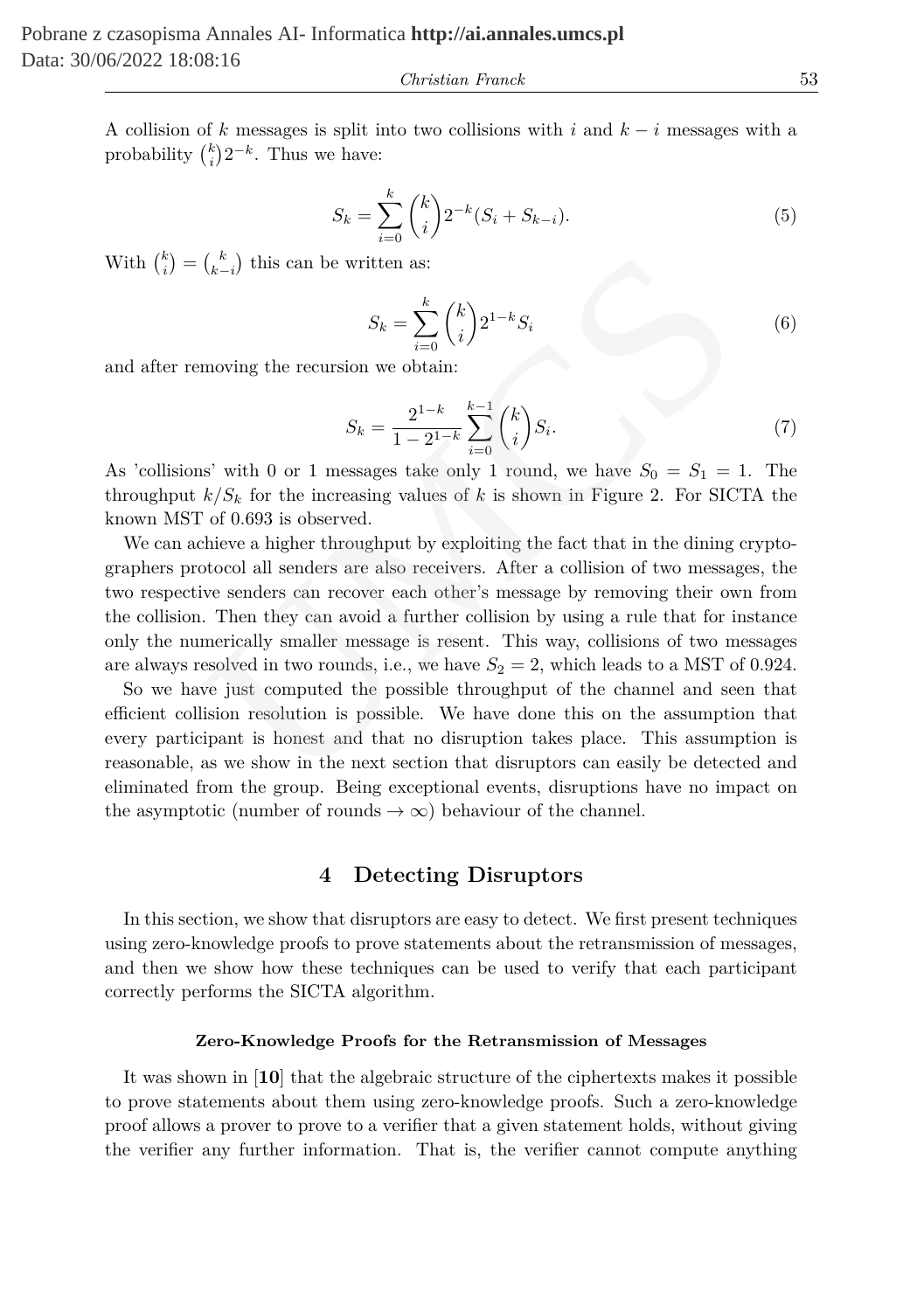A collision of $k$ messages is split into two collisions with $i$ and $k-i$ messages with a probability $\binom{k}{i}2^{-k}$. Thus we have:

$$S_k = \sum_{i=0}^{k} \binom{k}{i} 2^{-k} (S_i + S_{k-i}). \tag{5}$$

With $\binom{k}{i} = \binom{k}{k-i}$ this can be written as:

$$S_k = \sum_{i=0}^{k} \binom{k}{i} 2^{1-k} S_i \tag{6}$$

and after removing the recursion we obtain:

$$S_k = \frac{2^{1-k}}{1-2^{1-k}} \sum_{i=0}^{k-1} \binom{k}{i} S_i. \tag{7}$$

As 'collisions' with 0 or 1 messages take only 1 round, we have $S_0 = S_1 = 1$. The throughput $k/S_k$ for the increasing values of $k$ is shown in Figure 2. For SICTA the known MST of 0.693 is observed.

We can achieve a higher throughput by exploiting the fact that in the dining cryptographers protocol all senders are also receivers. After a collision of two messages, the two respective senders can recover each other's message by removing their own from the collision. Then they can avoid a further collision by using a rule that for instance only the numerically smaller message is resent. This way, collisions of two messages are always resolved in two rounds, i.e., we have $S_2 = 2$, which leads to a MST of 0.924.

So we have just computed the possible throughput of the channel and seen that efficient collision resolution is possible. We have done this on the assumption that every participant is honest and that no disruption takes place. This assumption is reasonable, as we show in the next section that disruptors can easily be detected and eliminated from the group. Being exceptional events, disruptions have no impact on the asymptotic (number of rounds $\rightarrow \infty$) behaviour of the channel.

## 4 Detecting Disruptors

In this section, we show that disruptors are easy to detect. We first present techniques using zero-knowledge proofs to prove statements about the retransmission of messages, and then we show how these techniques can be used to verify that each participant correctly performs the SICTA algorithm.

#### Zero-Knowledge Proofs for the Retransmission of Messages

It was shown in [**10**] that the algebraic structure of the ciphertexts makes it possible to prove statements about them using zero-knowledge proofs. Such a zero-knowledge proof allows a prover to prove to a verifier that a given statement holds, without giving the verifier any further information. That is, the verifier cannot compute anything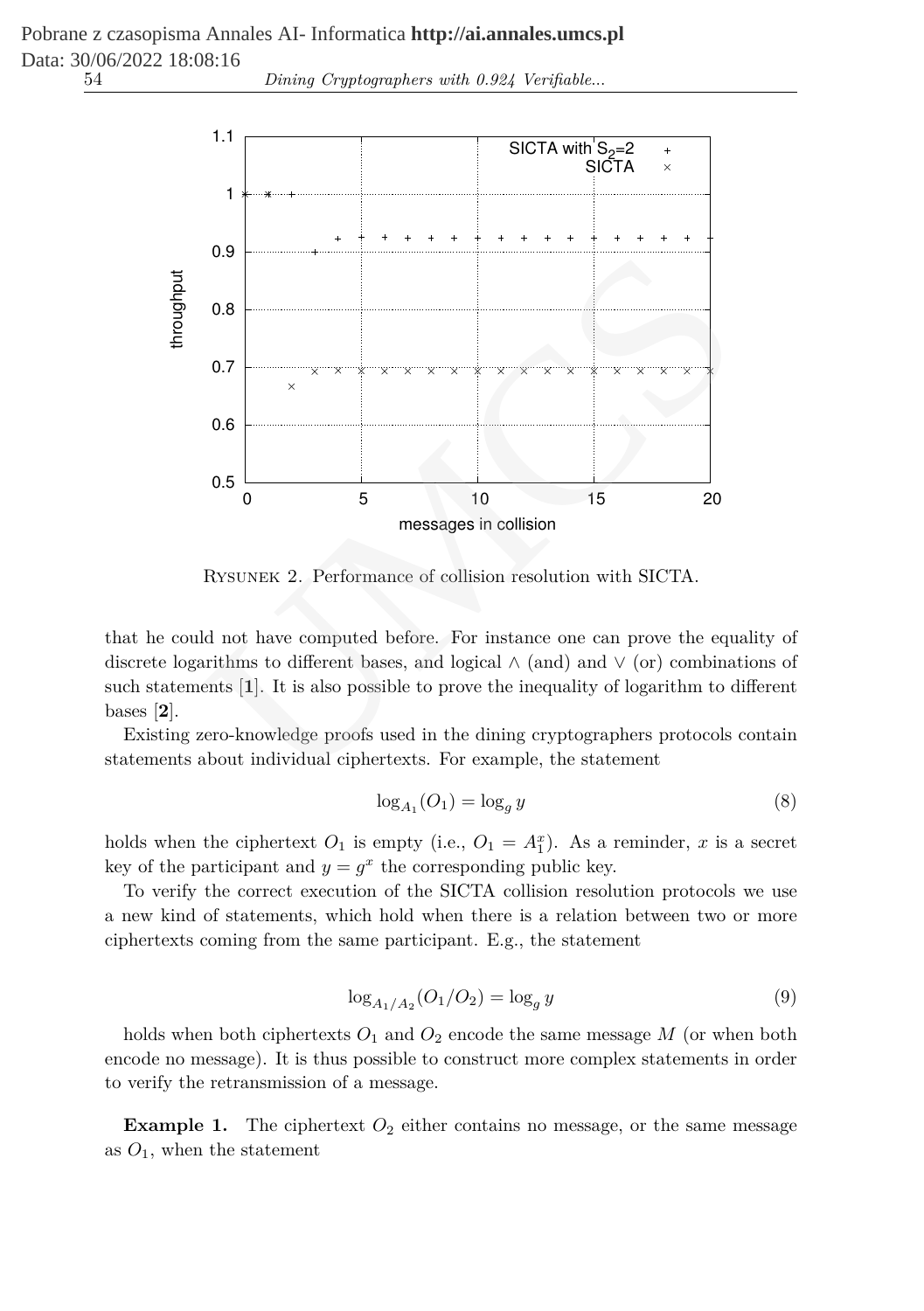Rysunek 2. Performance of collision resolution with SICTA.

that he could not have computed before. For instance one can prove the equality of discrete logarithms to different bases, and logical $\wedge$ (and) and $\vee$ (or) combinations of such statements [**1**]. It is also possible to prove the inequality of logarithm to different bases [**2**].

Existing zero-knowledge proofs used in the dining cryptographers protocols contain statements about individual ciphertexts. For example, the statement

$$\log_{A_1}(O_1) = \log_g y \tag{8}$$

holds when the ciphertext $O_1$ is empty (i.e., $O_1 = A_1^x$). As a reminder, $x$ is a secret key of the participant and $y = g^x$ the corresponding public key.

To verify the correct execution of the SICTA collision resolution protocols we use a new kind of statements, which hold when there is a relation between two or more ciphertexts coming from the same participant. E.g., the statement

$$\log_{A_1/A_2}(O_1/O_2) = \log_g y \tag{9}$$

holds when both ciphertexts $O_1$ and $O_2$ encode the same message $M$ (or when both encode no message). It is thus possible to construct more complex statements in order to verify the retransmission of a message.

**Example 1.** The ciphertext $O_2$ either contains no message, or the same message as $O_1$, when the statement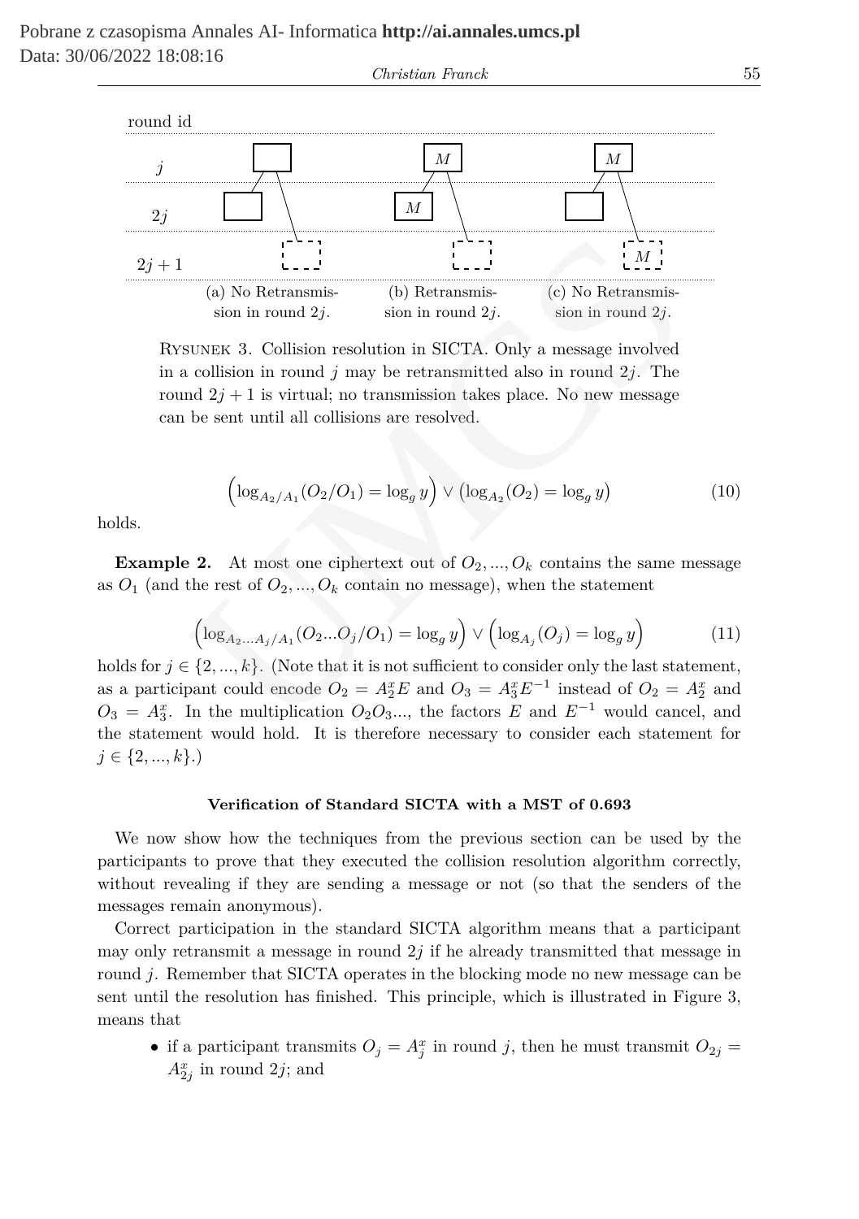round id

(a) No Retransmission in round $2j$. (b) Retransmission in round $2j$. (c) No Retransmission in round $2j$.

RYSUNEK 3. Collision resolution in SICTA. Only a message involved in a collision in round $j$ may be retransmitted also in round $2j$. The round $2j+1$ is virtual; no transmission takes place. No new message can be sent until all collisions are resolved.

$$\left(\log_{A_2/A_1}(O_2/O_1) = \log_g y\right) \vee \left(\log_{A_2}(O_2) = \log_g y\right) \tag{10}$$

holds.

**Example 2.** At most one ciphertext out of $O_2, ..., O_k$ contains the same message as $O_1$ (and the rest of $O_2, ..., O_k$ contain no message), when the statement

$$\left(\log_{A_2 \ldots A_j/A_1}(O_2 \ldots O_j/O_1) = \log_g y\right) \vee \left(\log_{A_j}(O_j) = \log_g y\right) \tag{11}$$

holds for $j \in \{2, ..., k\}$. (Note that it is not sufficient to consider only the last statement, as a participant could encode $O_2 = A_2^x E$ and $O_3 = A_3^x E^{-1}$ instead of $O_2 = A_2^x$ and $O_3 = A_3^x$. In the multiplication $O_2 O_3 ...$, the factors $E$ and $E^{-1}$ would cancel, and the statement would hold. It is therefore necessary to consider each statement for $j \in \{2, ..., k\}$.)

#### Verification of Standard SICTA with a MST of 0.693

We now show how the techniques from the previous section can be used by the participants to prove that they executed the collision resolution algorithm correctly, without revealing if they are sending a message or not (so that the senders of the messages remain anonymous).

Correct participation in the standard SICTA algorithm means that a participant may only retransmit a message in round $2j$ if he already transmitted that message in round $j$. Remember that SICTA operates in the blocking mode no new message can be sent until the resolution has finished. This principle, which is illustrated in Figure 3, means that

- if a participant transmits $O_j = A_j^x$ in round $j$, then he must transmit $O_{2j} = A_{2j}^x$ in round $2j$; and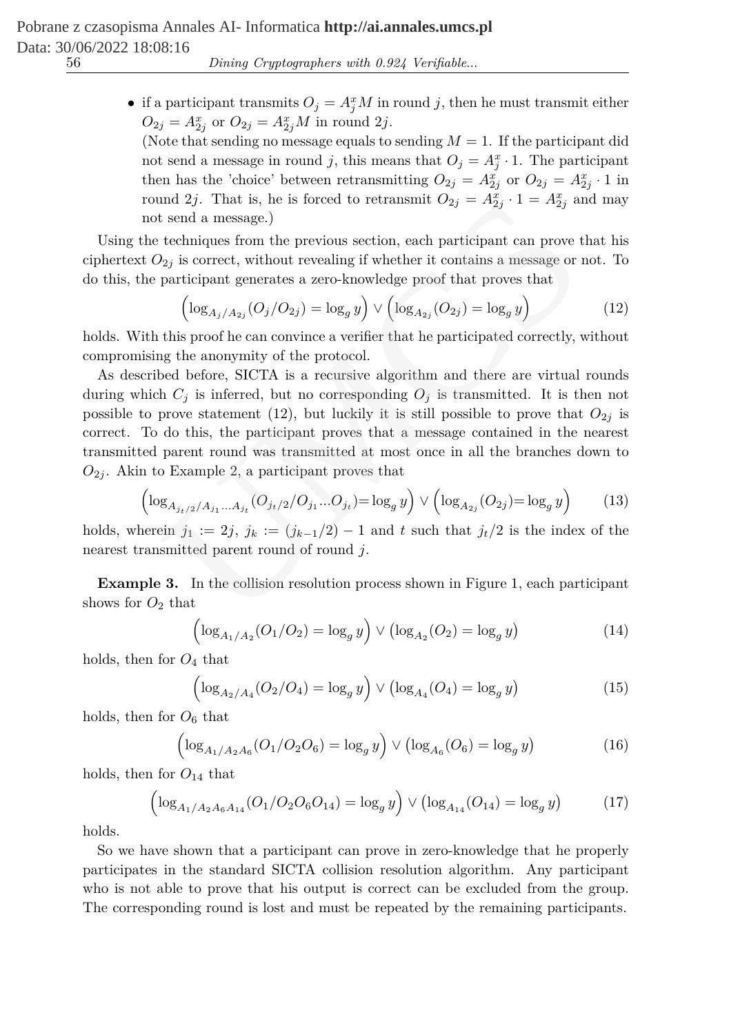- if a participant transmits $O_j = A_j^x M$ in round $j$, then he must transmit either $O_{2j} = A_{2j}^x$ or $O_{2j} = A_{2j}^x M$ in round $2j$.

  (Note that sending no message equals to sending $M = 1$. If the participant did not send a message in round $j$, this means that $O_j = A_j^x \cdot 1$. The participant then has the 'choice' between retransmitting $O_{2j} = A_{2j}^x$ or $O_{2j} = A_{2j}^x \cdot 1$ in round $2j$. That is, he is forced to retransmit $O_{2j} = A_{2j}^x \cdot 1 = A_{2j}^x$ and may not send a message.)

Using the techniques from the previous section, each participant can prove that his ciphertext $O_{2j}$ is correct, without revealing if whether it contains a message or not. To do this, the participant generates a zero-knowledge proof that proves that

$$\left(\log_{A_j/A_{2j}}(O_j/O_{2j}) = \log_g y\right) \vee \left(\log_{A_{2j}}(O_{2j}) = \log_g y\right) \tag{12}$$

holds. With this proof he can convince a verifier that he participated correctly, without compromising the anonymity of the protocol.

As described before, SICTA is a recursive algorithm and there are virtual rounds during which $C_j$ is inferred, but no corresponding $O_j$ is transmitted. It is then not possible to prove statement (12), but luckily it is still possible to prove that $O_{2j}$ is correct. To do this, the participant proves that a message contained in the nearest transmitted parent round was transmitted at most once in all the branches down to $O_{2j}$. Akin to Example 2, a participant proves that

$$\left(\log_{A_{j_t/2}/A_{j_1}\ldots A_{j_t}}(O_{j_t/2}/O_{j_1}\ldots O_{j_t}) = \log_g y\right) \vee \left(\log_{A_{2j}}(O_{2j}) = \log_g y\right) \tag{13}$$

holds, wherein $j_1 := 2j$, $j_k := (j_{k-1}/2) - 1$ and $t$ such that $j_t/2$ is the index of the nearest transmitted parent round of round $j$.

**Example 3.** In the collision resolution process shown in Figure 1, each participant shows for $O_2$ that

$$\left(\log_{A_1/A_2}(O_1/O_2) = \log_g y\right) \vee \left(\log_{A_2}(O_2) = \log_g y\right) \tag{14}$$

holds, then for $O_4$ that

$$\left(\log_{A_2/A_4}(O_2/O_4) = \log_g y\right) \vee \left(\log_{A_4}(O_4) = \log_g y\right) \tag{15}$$

holds, then for $O_6$ that

$$\left(\log_{A_1/A_2 A_6}(O_1/O_2 O_6) = \log_g y\right) \vee \left(\log_{A_6}(O_6) = \log_g y\right) \tag{16}$$

holds, then for $O_{14}$ that

$$\left(\log_{A_1/A_2 A_6 A_{14}}(O_1/O_2 O_6 O_{14}) = \log_g y\right) \vee \left(\log_{A_{14}}(O_{14}) = \log_g y\right) \tag{17}$$

holds.

So we have shown that a participant can prove in zero-knowledge that he properly participates in the standard SICTA collision resolution algorithm. Any participant who is not able to prove that his output is correct can be excluded from the group. The corresponding round is lost and must be repeated by the remaining participants.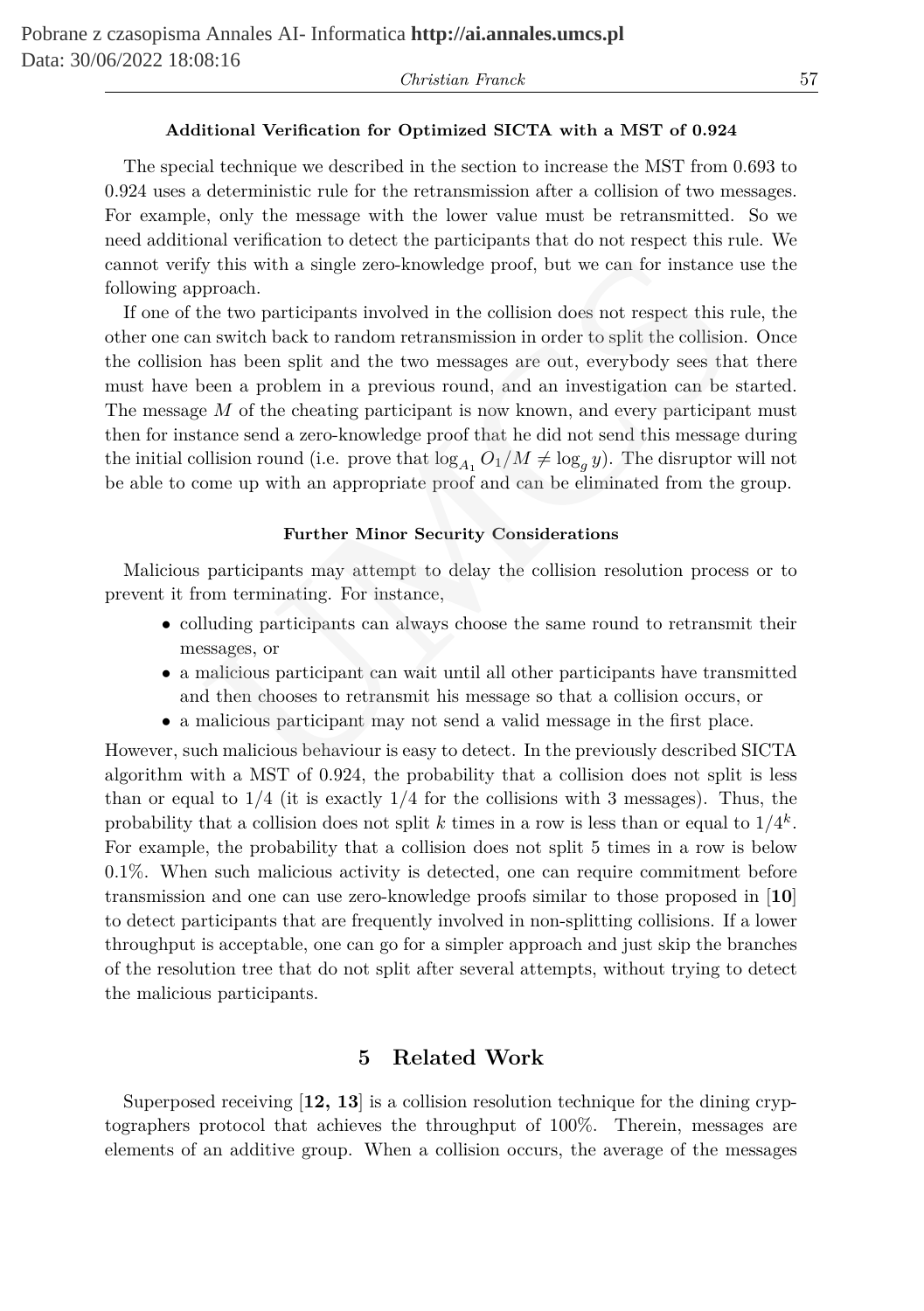#### Additional Verification for Optimized SICTA with a MST of 0.924

The special technique we described in the section to increase the MST from 0.693 to 0.924 uses a deterministic rule for the retransmission after a collision of two messages. For example, only the message with the lower value must be retransmitted. So we need additional verification to detect the participants that do not respect this rule. We cannot verify this with a single zero-knowledge proof, but we can for instance use the following approach.

If one of the two participants involved in the collision does not respect this rule, the other one can switch back to random retransmission in order to split the collision. Once the collision has been split and the two messages are out, everybody sees that there must have been a problem in a previous round, and an investigation can be started. The message $M$ of the cheating participant is now known, and every participant must then for instance send a zero-knowledge proof that he did not send this message during the initial collision round (i.e. prove that $\log_{A_1} O_1/M \neq \log_g y$). The disruptor will not be able to come up with an appropriate proof and can be eliminated from the group.

#### Further Minor Security Considerations

Malicious participants may attempt to delay the collision resolution process or to prevent it from terminating. For instance,

- colluding participants can always choose the same round to retransmit their messages, or
- a malicious participant can wait until all other participants have transmitted and then chooses to retransmit his message so that a collision occurs, or
- a malicious participant may not send a valid message in the first place.

However, such malicious behaviour is easy to detect. In the previously described SICTA algorithm with a MST of 0.924, the probability that a collision does not split is less than or equal to $1/4$ (it is exactly $1/4$ for the collisions with 3 messages). Thus, the probability that a collision does not split $k$ times in a row is less than or equal to $1/4^k$. For example, the probability that a collision does not split 5 times in a row is below 0.1%. When such malicious activity is detected, one can require commitment before transmission and one can use zero-knowledge proofs similar to those proposed in [**10**] to detect participants that are frequently involved in non-splitting collisions. If a lower throughput is acceptable, one can go for a simpler approach and just skip the branches of the resolution tree that do not split after several attempts, without trying to detect the malicious participants.

## 5 Related Work

Superposed receiving [**12, 13**] is a collision resolution technique for the dining cryptographers protocol that achieves the throughput of 100%. Therein, messages are elements of an additive group. When a collision occurs, the average of the messages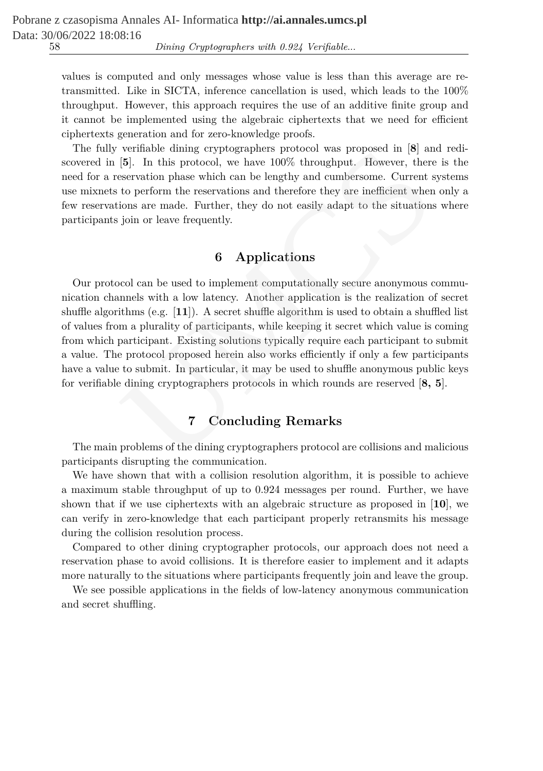values is computed and only messages whose value is less than this average are retransmitted. Like in SICTA, inference cancellation is used, which leads to the 100% throughput. However, this approach requires the use of an additive finite group and it cannot be implemented using the algebraic ciphertexts that we need for efficient ciphertexts generation and for zero-knowledge proofs.

The fully verifiable dining cryptographers protocol was proposed in [**8**] and rediscovered in [**5**]. In this protocol, we have 100% throughput. However, there is the need for a reservation phase which can be lengthy and cumbersome. Current systems use mixnets to perform the reservations and therefore they are inefficient when only a few reservations are made. Further, they do not easily adapt to the situations where participants join or leave frequently.

## 6 Applications

Our protocol can be used to implement computationally secure anonymous communication channels with a low latency. Another application is the realization of secret shuffle algorithms (e.g. [**11**]). A secret shuffle algorithm is used to obtain a shuffled list of values from a plurality of participants, while keeping it secret which value is coming from which participant. Existing solutions typically require each participant to submit a value. The protocol proposed herein also works efficiently if only a few participants have a value to submit. In particular, it may be used to shuffle anonymous public keys for verifiable dining cryptographers protocols in which rounds are reserved [**8, 5**].

## 7 Concluding Remarks

The main problems of the dining cryptographers protocol are collisions and malicious participants disrupting the communication.

We have shown that with a collision resolution algorithm, it is possible to achieve a maximum stable throughput of up to 0.924 messages per round. Further, we have shown that if we use ciphertexts with an algebraic structure as proposed in [**10**], we can verify in zero-knowledge that each participant properly retransmits his message during the collision resolution process.

Compared to other dining cryptographer protocols, our approach does not need a reservation phase to avoid collisions. It is therefore easier to implement and it adapts more naturally to the situations where participants frequently join and leave the group.

We see possible applications in the fields of low-latency anonymous communication and secret shuffling.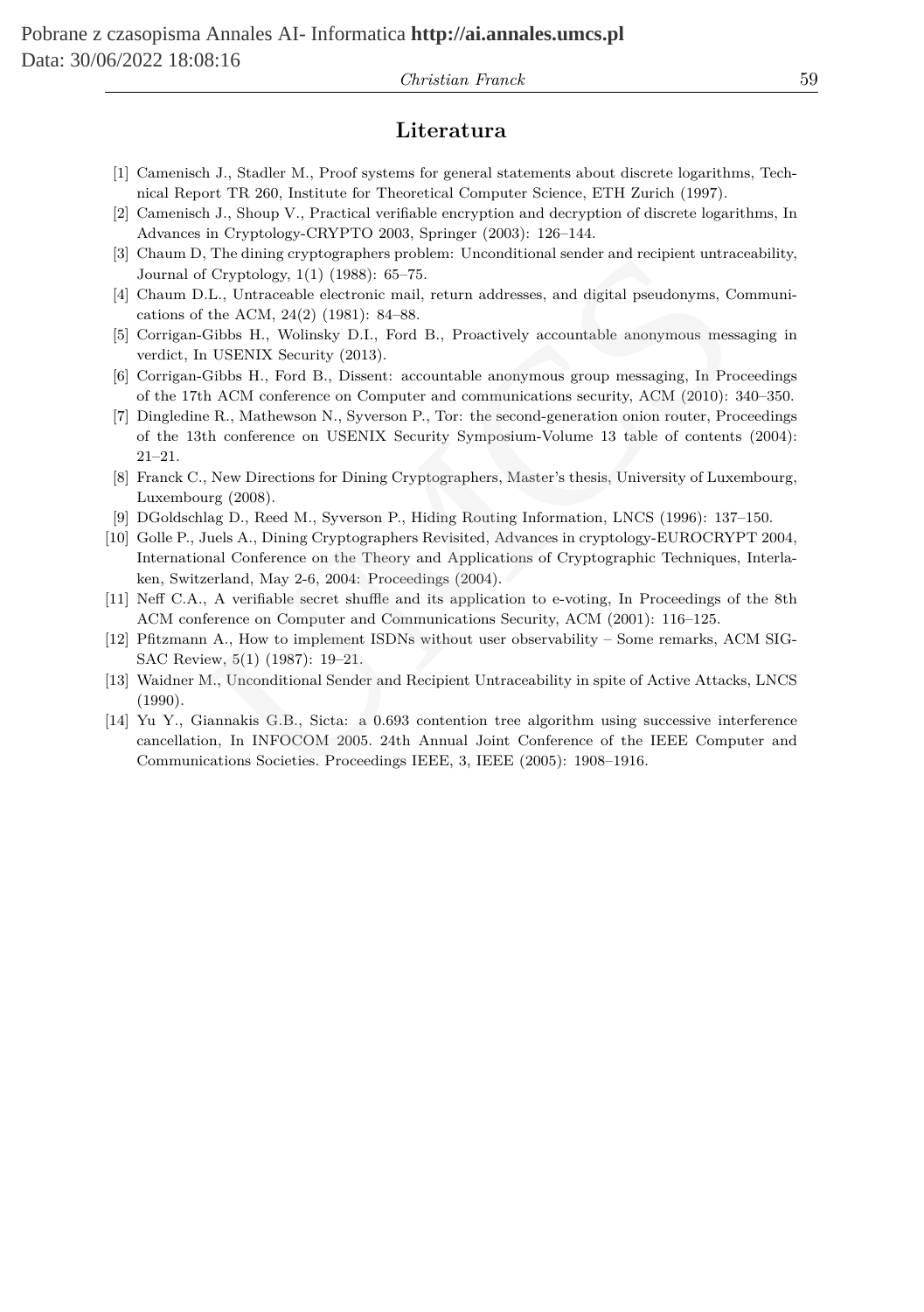## Literatura

[1] Camenisch J., Stadler M., Proof systems for general statements about discrete logarithms, Technical Report TR 260, Institute for Theoretical Computer Science, ETH Zurich (1997).

[2] Camenisch J., Shoup V., Practical verifiable encryption and decryption of discrete logarithms, In Advances in Cryptology-CRYPTO 2003, Springer (2003): 126–144.

[3] Chaum D, The dining cryptographers problem: Unconditional sender and recipient untraceability, Journal of Cryptology, 1(1) (1988): 65–75.

[4] Chaum D.L., Untraceable electronic mail, return addresses, and digital pseudonyms, Communications of the ACM, 24(2) (1981): 84–88.

[5] Corrigan-Gibbs H., Wolinsky D.I., Ford B., Proactively accountable anonymous messaging in verdict, In USENIX Security (2013).

[6] Corrigan-Gibbs H., Ford B., Dissent: accountable anonymous group messaging, In Proceedings of the 17th ACM conference on Computer and communications security, ACM (2010): 340–350.

[7] Dingledine R., Mathewson N., Syverson P., Tor: the second-generation onion router, Proceedings of the 13th conference on USENIX Security Symposium-Volume 13 table of contents (2004): 21–21.

[8] Franck C., New Directions for Dining Cryptographers, Master's thesis, University of Luxembourg, Luxembourg (2008).

[9] DGoldschlag D., Reed M., Syverson P., Hiding Routing Information, LNCS (1996): 137–150.

[10] Golle P., Juels A., Dining Cryptographers Revisited, Advances in cryptology-EUROCRYPT 2004, International Conference on the Theory and Applications of Cryptographic Techniques, Interlaken, Switzerland, May 2-6, 2004: Proceedings (2004).

[11] Neff C.A., A verifiable secret shuffle and its application to e-voting, In Proceedings of the 8th ACM conference on Computer and Communications Security, ACM (2001): 116–125.

[12] Pfitzmann A., How to implement ISDNs without user observability – Some remarks, ACM SIGSAC Review, 5(1) (1987): 19–21.

[13] Waidner M., Unconditional Sender and Recipient Untraceability in spite of Active Attacks, LNCS (1990).

[14] Yu Y., Giannakis G.B., Sicta: a 0.693 contention tree algorithm using successive interference cancellation, In INFOCOM 2005. 24th Annual Joint Conference of the IEEE Computer and Communications Societies. Proceedings IEEE, 3, IEEE (2005): 1908–1916.